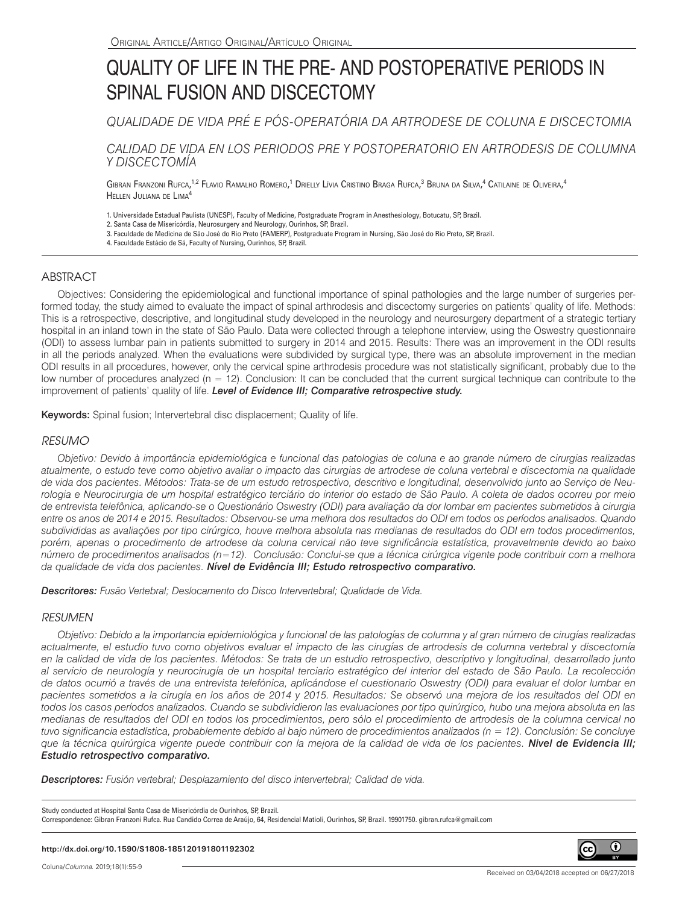Original Article/Artigo Original/Artículo Original

# QUALITY OF LIFE IN THE PRE- AND POSTOPERATIVE PERIODS IN SPINAL FUSION AND DISCECTOMY

## *QUALIDADE DE VIDA PRÉ E PÓS-OPERATÓRIA DA ARTRODESE DE COLUNA E DISCECTOMIA*

## *CALIDAD DE VIDA EN LOS PERIODOS PRE Y POSTOPERATORIO EN ARTRODESIS DE COLUMNA Y DISCECTOMÍA*

Gibran Franzoni Rufca,[1,2] Flavio Ramalho Romero,[1] Drielly Lívia Cristino Braga Rufca,[3] Bruna da Silva,[4] Catilaine de Oliveira,[4] Hellen Juliana de Lima[4]

1. Universidade Estadual Paulista (UNESP), Faculty of Medicine, Postgraduate Program in Anesthesiology, Botucatu, SP, Brazil.
2. Santa Casa de Misericórdia, Neurosurgery and Neurology, Ourinhos, SP, Brazil.
3. Faculdade de Medicina de São José do Rio Preto (FAMERP), Postgraduate Program in Nursing, São José do Rio Preto, SP, Brazil.
4. Faculdade Estácio de Sá, Faculty of Nursing, Ourinhos, SP, Brazil.

## ABSTRACT

Objectives: Considering the epidemiological and functional importance of spinal pathologies and the large number of surgeries performed today, the study aimed to evaluate the impact of spinal arthrodesis and discectomy surgeries on patients' quality of life. Methods: This is a retrospective, descriptive, and longitudinal study developed in the neurology and neurosurgery department of a strategic tertiary hospital in an inland town in the state of São Paulo. Data were collected through a telephone interview, using the Oswestry questionnaire (ODI) to assess lumbar pain in patients submitted to surgery in 2014 and 2015. Results: There was an improvement in the ODI results in all the periods analyzed. When the evaluations were subdivided by surgical type, there was an absolute improvement in the median ODI results in all procedures, however, only the cervical spine arthrodesis procedure was not statistically significant, probably due to the low number of procedures analyzed (n = 12). Conclusion: It can be concluded that the current surgical technique can contribute to the improvement of patients' quality of life. ***Level of Evidence III; Comparative retrospective study.***

**Keywords:** Spinal fusion; Intervertebral disc displacement; Quality of life.

## *RESUMO*

*Objetivo: Devido à importância epidemiológica e funcional das patologias de coluna e ao grande número de cirurgias realizadas atualmente, o estudo teve como objetivo avaliar o impacto das cirurgias de artrodese de coluna vertebral e discectomia na qualidade de vida dos pacientes. Métodos: Trata-se de um estudo retrospectivo, descritivo e longitudinal, desenvolvido junto ao Serviço de Neurologia e Neurocirurgia de um hospital estratégico terciário do interior do estado de São Paulo. A coleta de dados ocorreu por meio de entrevista telefônica, aplicando-se o Questionário Oswestry (ODI) para avaliação da dor lombar em pacientes submetidos à cirurgia entre os anos de 2014 e 2015. Resultados: Observou-se uma melhora dos resultados do ODI em todos os períodos analisados. Quando subdivididas as avaliações por tipo cirúrgico, houve melhora absoluta nas medianas de resultados do ODI em todos procedimentos, porém, apenas o procedimento de artrodese da coluna cervical não teve significância estatística, provavelmente devido ao baixo número de procedimentos analisados (n=12). Conclusão: Conclui-se que a técnica cirúrgica vigente pode contribuir com a melhora da qualidade de vida dos pacientes.* ***Nível de Evidência III; Estudo retrospectivo comparativo.***

***Descritores:*** *Fusão Vertebral; Deslocamento do Disco Intervertebral; Qualidade de Vida.*

## *RESUMEN*

*Objetivo: Debido a la importancia epidemiológica y funcional de las patologías de columna y al gran número de cirugías realizadas actualmente, el estudio tuvo como objetivos evaluar el impacto de las cirugías de artrodesis de columna vertebral y discectomía en la calidad de vida de los pacientes. Métodos: Se trata de un estudio retrospectivo, descriptivo y longitudinal, desarrollado junto al servicio de neurología y neurocirugía de un hospital terciario estratégico del interior del estado de São Paulo. La recolección de datos ocurrió a través de una entrevista telefónica, aplicándose el cuestionario Oswestry (ODI) para evaluar el dolor lumbar en pacientes sometidos a la cirugía en los años de 2014 y 2015. Resultados: Se observó una mejora de los resultados del ODI en todos los casos períodos analizados. Cuando se subdividieron las evaluaciones por tipo quirúrgico, hubo una mejora absoluta en las medianas de resultados del ODI en todos los procedimientos, pero sólo el procedimiento de artrodesis de la columna cervical no tuvo significancia estadística, probablemente debido al bajo número de procedimientos analizados (n = 12). Conclusión: Se concluye que la técnica quirúrgica vigente puede contribuir con la mejora de la calidad de vida de los pacientes.* ***Nivel de Evidencia III; Estudio retrospectivo comparativo.***

***Descriptores:*** *Fusión vertebral; Desplazamiento del disco intervertebral; Calidad de vida.*

Study conducted at Hospital Santa Casa de Misericórdia de Ourinhos, SP, Brazil.
Correspondence: Gibran Franzoni Rufca. Rua Candido Correa de Araújo, 64, Residencial Matioli, Ourinhos, SP, Brazil. 19901750. gibran.rufca@gmail.com

**http://dx.doi.org/10.1590/S1808-185120191801192302**

Received on 03/04/2018 accepted on 06/27/2018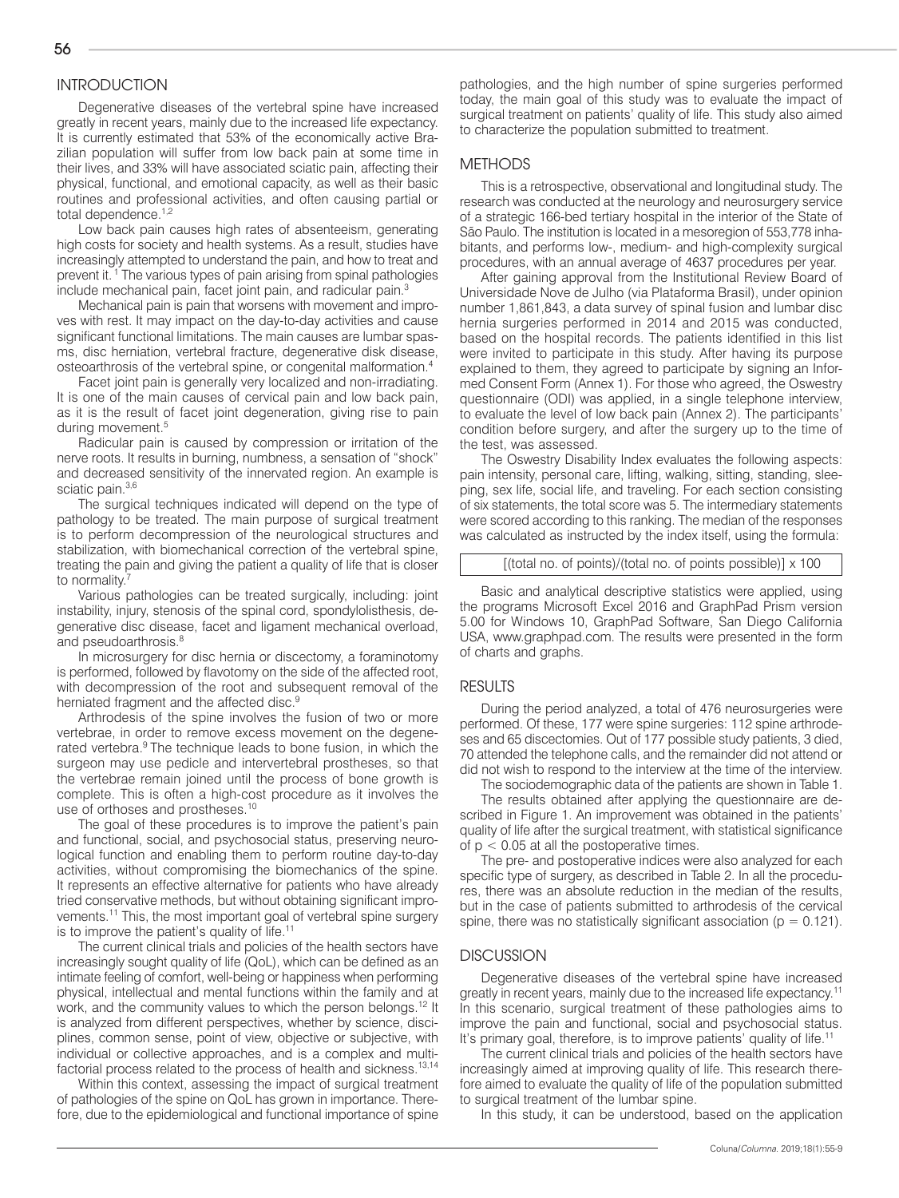## INTRODUCTION

Degenerative diseases of the vertebral spine have increased greatly in recent years, mainly due to the increased life expectancy. It is currently estimated that 53% of the economically active Brazilian population will suffer from low back pain at some time in their lives, and 33% will have associated sciatic pain, affecting their physical, functional, and emotional capacity, as well as their basic routines and professional activities, and often causing partial or total dependence.[1,2]

Low back pain causes high rates of absenteeism, generating high costs for society and health systems. As a result, studies have increasingly attempted to understand the pain, and how to treat and prevent it.[1] The various types of pain arising from spinal pathologies include mechanical pain, facet joint pain, and radicular pain.[3]

Mechanical pain is pain that worsens with movement and improves with rest. It may impact on the day-to-day activities and cause significant functional limitations. The main causes are lumbar spasms, disc herniation, vertebral fracture, degenerative disk disease, osteoarthrosis of the vertebral spine, or congenital malformation.[4]

Facet joint pain is generally very localized and non-irradiating. It is one of the main causes of cervical pain and low back pain, as it is the result of facet joint degeneration, giving rise to pain during movement.[5]

Radicular pain is caused by compression or irritation of the nerve roots. It results in burning, numbness, a sensation of "shock" and decreased sensitivity of the innervated region. An example is sciatic pain.[3,6]

The surgical techniques indicated will depend on the type of pathology to be treated. The main purpose of surgical treatment is to perform decompression of the neurological structures and stabilization, with biomechanical correction of the vertebral spine, treating the pain and giving the patient a quality of life that is closer to normality.[7]

Various pathologies can be treated surgically, including: joint instability, injury, stenosis of the spinal cord, spondylolisthesis, degenerative disc disease, facet and ligament mechanical overload, and pseudoarthrosis.[8]

In microsurgery for disc hernia or discectomy, a foraminotomy is performed, followed by flavotomy on the side of the affected root, with decompression of the root and subsequent removal of the herniated fragment and the affected disc.[9]

Arthrodesis of the spine involves the fusion of two or more vertebrae, in order to remove excess movement on the degenerated vertebra.[9] The technique leads to bone fusion, in which the surgeon may use pedicle and intervertebral prostheses, so that the vertebrae remain joined until the process of bone growth is complete. This is often a high-cost procedure as it involves the use of orthoses and prostheses.[10]

The goal of these procedures is to improve the patient's pain and functional, social, and psychosocial status, preserving neurological function and enabling them to perform routine day-to-day activities, without compromising the biomechanics of the spine. It represents an effective alternative for patients who have already tried conservative methods, but without obtaining significant improvements.[11] This, the most important goal of vertebral spine surgery is to improve the patient's quality of life.[11]

The current clinical trials and policies of the health sectors have increasingly sought quality of life (QoL), which can be defined as an intimate feeling of comfort, well-being or happiness when performing physical, intellectual and mental functions within the family and at work, and the community values to which the person belongs.[12] It is analyzed from different perspectives, whether by science, disciplines, common sense, point of view, objective or subjective, with individual or collective approaches, and is a complex and multifactorial process related to the process of health and sickness.[13,14]

Within this context, assessing the impact of surgical treatment of pathologies of the spine on QoL has grown in importance. Therefore, due to the epidemiological and functional importance of spine pathologies, and the high number of spine surgeries performed today, the main goal of this study was to evaluate the impact of surgical treatment on patients' quality of life. This study also aimed to characterize the population submitted to treatment.

## METHODS

This is a retrospective, observational and longitudinal study. The research was conducted at the neurology and neurosurgery service of a strategic 166-bed tertiary hospital in the interior of the State of São Paulo. The institution is located in a mesoregion of 553,778 inhabitants, and performs low-, medium- and high-complexity surgical procedures, with an annual average of 4637 procedures per year.

After gaining approval from the Institutional Review Board of Universidade Nove de Julho (via Plataforma Brasil), under opinion number 1,861,843, a data survey of spinal fusion and lumbar disc hernia surgeries performed in 2014 and 2015 was conducted, based on the hospital records. The patients identified in this list were invited to participate in this study. After having its purpose explained to them, they agreed to participate by signing an Informed Consent Form (Annex 1). For those who agreed, the Oswestry questionnaire (ODI) was applied, in a single telephone interview, to evaluate the level of low back pain (Annex 2). The participants' condition before surgery, and after the surgery up to the time of the test, was assessed.

The Oswestry Disability Index evaluates the following aspects: pain intensity, personal care, lifting, walking, sitting, standing, sleeping, sex life, social life, and traveling. For each section consisting of six statements, the total score was 5. The intermediary statements were scored according to this ranking. The median of the responses was calculated as instructed by the index itself, using the formula:

$$[(\text{total no. of points})/(\text{total no. of points possible})] \times 100$$

Basic and analytical descriptive statistics were applied, using the programs Microsoft Excel 2016 and GraphPad Prism version 5.00 for Windows 10, GraphPad Software, San Diego California USA, www.graphpad.com. The results were presented in the form of charts and graphs.

## RESULTS

During the period analyzed, a total of 476 neurosurgeries were performed. Of these, 177 were spine surgeries: 112 spine arthrodeses and 65 discectomies. Out of 177 possible study patients, 3 died, 70 attended the telephone calls, and the remainder did not attend or did not wish to respond to the interview at the time of the interview.

The sociodemographic data of the patients are shown in Table 1.

The results obtained after applying the questionnaire are described in Figure 1. An improvement was obtained in the patients' quality of life after the surgical treatment, with statistical significance of $p < 0.05$ at all the postoperative times.

The pre- and postoperative indices were also analyzed for each specific type of surgery, as described in Table 2. In all the procedures, there was an absolute reduction in the median of the results, but in the case of patients submitted to arthrodesis of the cervical spine, there was no statistically significant association ($p = 0.121$).

## DISCUSSION

Degenerative diseases of the vertebral spine have increased greatly in recent years, mainly due to the increased life expectancy.[11] In this scenario, surgical treatment of these pathologies aims to improve the pain and functional, social and psychosocial status. It's primary goal, therefore, is to improve patients' quality of life.[11]

The current clinical trials and policies of the health sectors have increasingly aimed at improving quality of life. This research therefore aimed to evaluate the quality of life of the population submitted to surgical treatment of the lumbar spine.

In this study, it can be understood, based on the application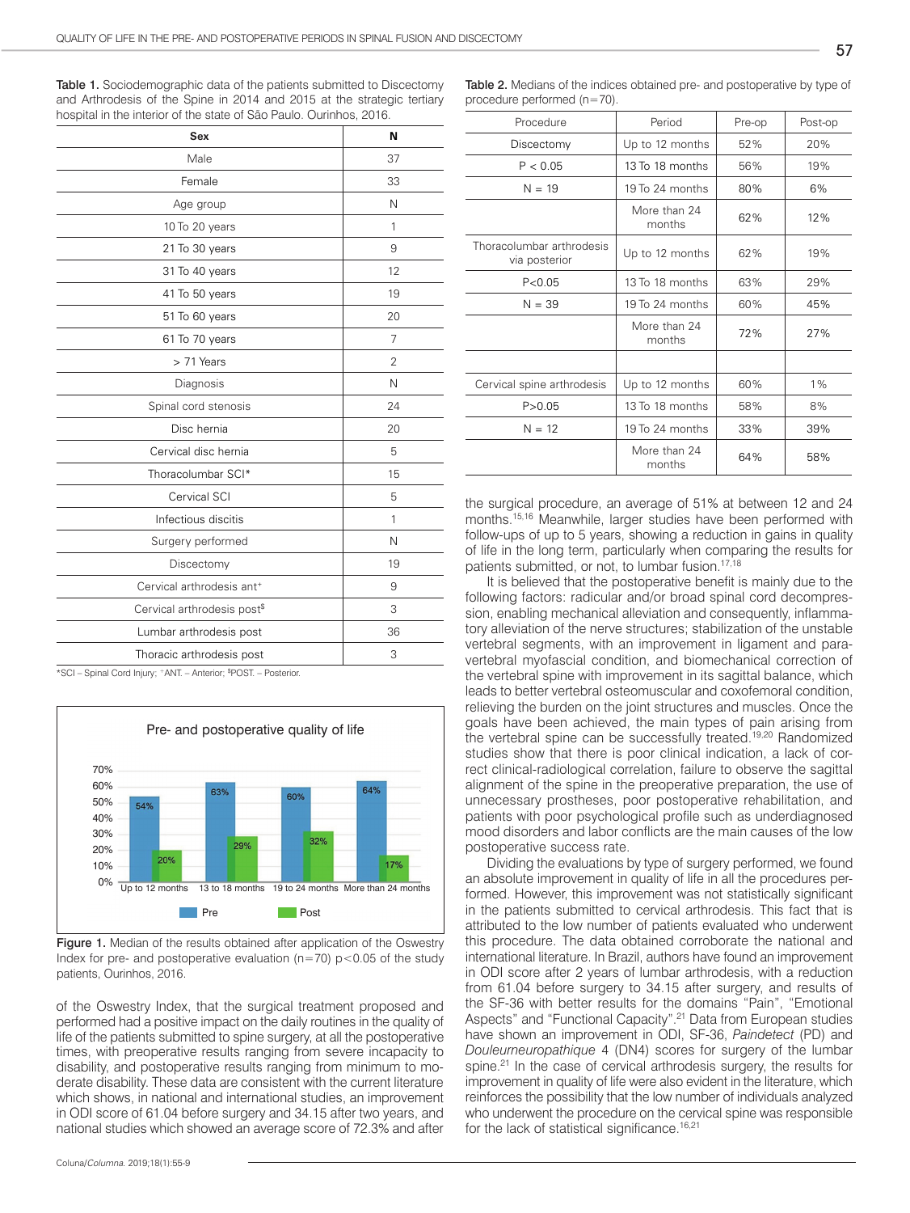**Table 1.** Sociodemographic data of the patients submitted to Discectomy and Arthrodesis of the Spine in 2014 and 2015 at the strategic tertiary hospital in the interior of the state of São Paulo. Ourinhos, 2016.

| Sex | N |
|---|---|
| Male | 37 |
| Female | 33 |
| Age group | N |
| 10 To 20 years | 1 |
| 21 To 30 years | 9 |
| 31 To 40 years | 12 |
| 41 To 50 years | 19 |
| 51 To 60 years | 20 |
| 61 To 70 years | 7 |
| > 71 Years | 2 |
| Diagnosis | N |
| Spinal cord stenosis | 24 |
| Disc hernia | 20 |
| Cervical disc hernia | 5 |
| Thoracolumbar SCI* | 15 |
| Cervical SCI | 5 |
| Infectious discitis | 1 |
| Surgery performed | N |
| Discectomy | 19 |
| Cervical arthrodesis ant⁺ | 9 |
| Cervical arthrodesis post$ | 3 |
| Lumbar arthrodesis post | 36 |
| Thoracic arthrodesis post | 3 |

*SCI – Spinal Cord Injury; ⁺ANT. – Anterior; $POST. – Posterior.

**Figure 1.** Median of the results obtained after application of the Oswestry Index for pre- and postoperative evaluation (n=70) p<0.05 of the study patients, Ourinhos, 2016.

of the Oswestry Index, that the surgical treatment proposed and performed had a positive impact on the daily routines in the quality of life of the patients submitted to spine surgery, at all the postoperative times, with preoperative results ranging from severe incapacity to disability, and postoperative results ranging from minimum to moderate disability. These data are consistent with the current literature which shows, in national and international studies, an improvement in ODI score of 61.04 before surgery and 34.15 after two years, and national studies which showed an average score of 72.3% and after

**Table 2.** Medians of the indices obtained pre- and postoperative by type of procedure performed (n=70).

| Procedure | Period | Pre-op | Post-op |
|---|---|---|---|
| Discectomy | Up to 12 months | 52% | 20% |
| P < 0.05 | 13 To 18 months | 56% | 19% |
| N = 19 | 19 To 24 months | 80% | 6% |
| | More than 24 months | 62% | 12% |
| Thoracolumbar arthrodesis via posterior | Up to 12 months | 62% | 19% |
| P<0.05 | 13 To 18 months | 63% | 29% |
| N = 39 | 19 To 24 months | 60% | 45% |
| | More than 24 months | 72% | 27% |
| | | | |
| Cervical spine arthrodesis | Up to 12 months | 60% | 1% |
| P>0.05 | 13 To 18 months | 58% | 8% |
| N = 12 | 19 To 24 months | 33% | 39% |
| | More than 24 months | 64% | 58% |

the surgical procedure, an average of 51% at between 12 and 24 months.[15,16] Meanwhile, larger studies have been performed with follow-ups of up to 5 years, showing a reduction in gains in quality of life in the long term, particularly when comparing the results for patients submitted, or not, to lumbar fusion.[17,18]

It is believed that the postoperative benefit is mainly due to the following factors: radicular and/or broad spinal cord decompression, enabling mechanical alleviation and consequently, inflammatory alleviation of the nerve structures; stabilization of the unstable vertebral segments, with an improvement in ligament and paravertebral myofascial condition, and biomechanical correction of the vertebral spine with improvement in its sagittal balance, which leads to better vertebral osteomuscular and coxofemoral condition, relieving the burden on the joint structures and muscles. Once the goals have been achieved, the main types of pain arising from the vertebral spine can be successfully treated.[19,20] Randomized studies show that there is poor clinical indication, a lack of correct clinical-radiological correlation, failure to observe the sagittal alignment of the spine in the preoperative preparation, the use of unnecessary prostheses, poor postoperative rehabilitation, and patients with poor psychological profile such as underdiagnosed mood disorders and labor conflicts are the main causes of the low postoperative success rate.

Dividing the evaluations by type of surgery performed, we found an absolute improvement in quality of life in all the procedures performed. However, this improvement was not statistically significant in the patients submitted to cervical arthrodesis. This fact that is attributed to the low number of patients evaluated who underwent this procedure. The data obtained corroborate the national and international literature. In Brazil, authors have found an improvement in ODI score after 2 years of lumbar arthrodesis, with a reduction from 61.04 before surgery to 34.15 after surgery, and results of the SF-36 with better results for the domains "Pain", "Emotional Aspects" and "Functional Capacity".[21] Data from European studies have shown an improvement in ODI, SF-36, *Paindetect* (PD) and *Douleurneuropathique* 4 (DN4) scores for surgery of the lumbar spine.[21] In the case of cervical arthrodesis surgery, the results for improvement in quality of life were also evident in the literature, which reinforces the possibility that the low number of individuals analyzed who underwent the procedure on the cervical spine was responsible for the lack of statistical significance.[16,21]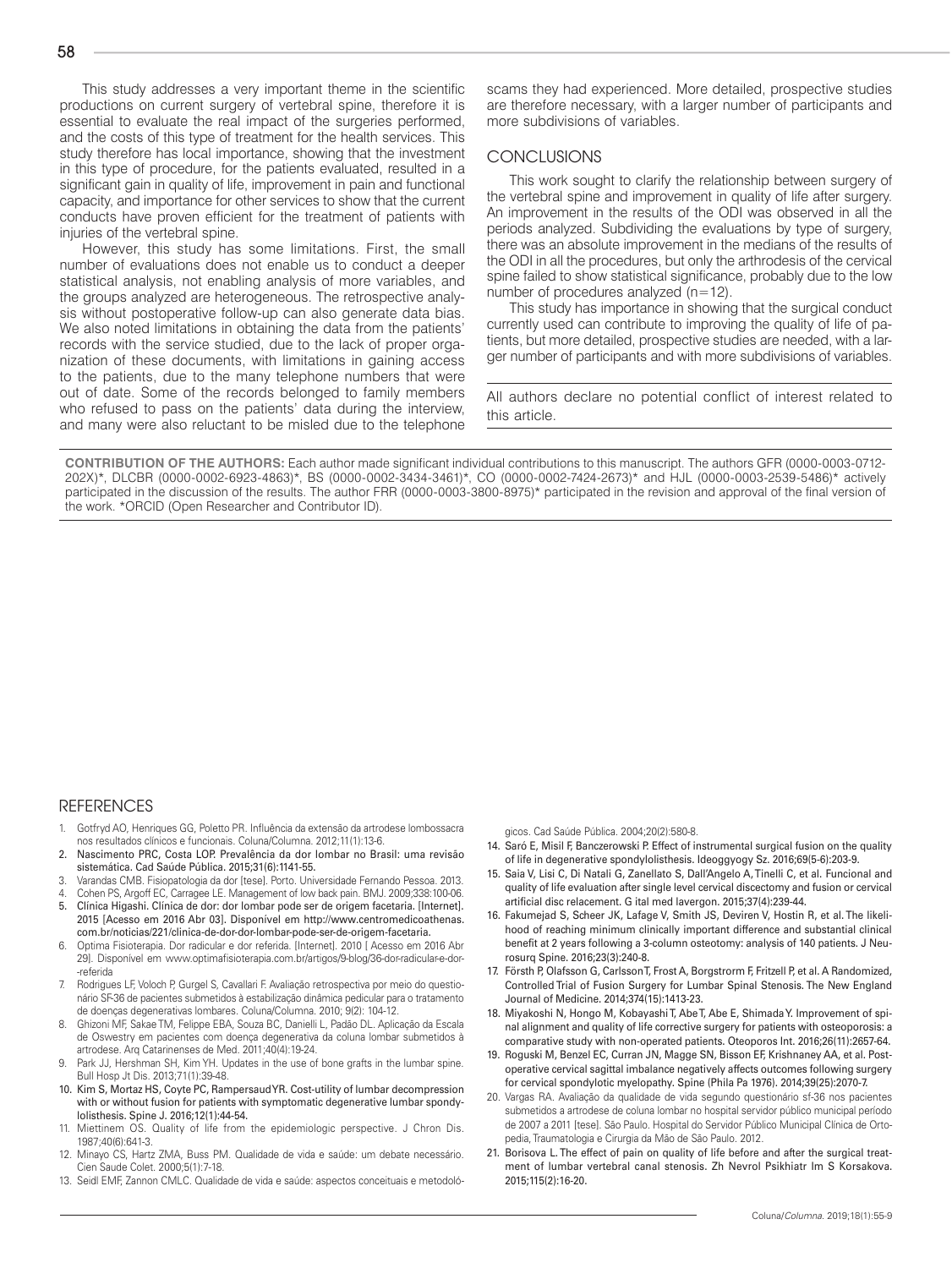This study addresses a very important theme in the scientific productions on current surgery of vertebral spine, therefore it is essential to evaluate the real impact of the surgeries performed, and the costs of this type of treatment for the health services. This study therefore has local importance, showing that the investment in this type of procedure, for the patients evaluated, resulted in a significant gain in quality of life, improvement in pain and functional capacity, and importance for other services to show that the current conducts have proven efficient for the treatment of patients with injuries of the vertebral spine.

However, this study has some limitations. First, the small number of evaluations does not enable us to conduct a deeper statistical analysis, not enabling analysis of more variables, and the groups analyzed are heterogeneous. The retrospective analysis without postoperative follow-up can also generate data bias. We also noted limitations in obtaining the data from the patients' records with the service studied, due to the lack of proper organization of these documents, with limitations in gaining access to the patients, due to the many telephone numbers that were out of date. Some of the records belonged to family members who refused to pass on the patients' data during the interview, and many were also reluctant to be misled due to the telephone scams they had experienced. More detailed, prospective studies are therefore necessary, with a larger number of participants and more subdivisions of variables.

## CONCLUSIONS

This work sought to clarify the relationship between surgery of the vertebral spine and improvement in quality of life after surgery. An improvement in the results of the ODI was observed in all the periods analyzed. Subdividing the evaluations by type of surgery, there was an absolute improvement in the medians of the results of the ODI in all the procedures, but only the arthrodesis of the cervical spine failed to show statistical significance, probably due to the low number of procedures analyzed (n=12).

This study has importance in showing that the surgical conduct currently used can contribute to improving the quality of life of patients, but more detailed, prospective studies are needed, with a larger number of participants and with more subdivisions of variables.

All authors declare no potential conflict of interest related to this article.

**CONTRIBUTION OF THE AUTHORS:** Each author made significant individual contributions to this manuscript. The authors GFR (0000-0003-0712-202X)*, DLCBR (0000-0002-6923-4863)*, BS (0000-0002-3434-3461)*, CO (0000-0002-7424-2673)* and HJL (0000-0003-2539-5486)* actively participated in the discussion of the results. The author FRR (0000-0003-3800-8975)* participated in the revision and approval of the final version of the work. *ORCID (Open Researcher and Contributor ID).

## REFERENCES

1. Gotfryd AO, Henriques GG, Poletto PR. Influência da extensão da artrodese lombossacra nos resultados clínicos e funcionais. Coluna/Columna. 2012;11(1):13-6.
2. Nascimento PRC, Costa LOP. Prevalência da dor lombar no Brasil: uma revisão sistemática. Cad Saúde Pública. 2015;31(6):1141-55.
3. Varandas CMB. Fisiopatologia da dor [tese]. Porto. Universidade Fernando Pessoa. 2013.
4. Cohen PS, Argoff EC, Carragee LE. Management of low back pain. BMJ. 2009;338:100-06.
5. Clínica Higashi. Clínica de dor: dor lombar pode ser de origem facetaria. [Internet]. 2015 [Acesso em 2016 Abr 03]. Disponível em http://www.centromedicoathenas.com.br/noticias/221/clinica-de-dor-dor-lombar-pode-ser-de-origem-facetaria.
6. Optima Fisioterapia. Dor radicular e dor referida. [Internet]. 2010 [ Acesso em 2016 Abr 29]. Disponível em www.optimafisioterapia.com.br/artigos/9-blog/36-dor-radicular-e-dor--referida
7. Rodrigues LF, Voloch P, Gurgel S, Cavallari F. Avaliação retrospectiva por meio do questionário SF-36 de pacientes submetidos à estabilização dinâmica pedicular para o tratamento de doenças degenerativas lombares. Coluna/Columna. 2010; 9(2): 104-12.
8. Ghizoni MF, Sakae TM, Felippe EBA, Souza BC, Danielli L, Padão DL. Aplicação da Escala de Oswestry em pacientes com doença degenerativa da coluna lombar submetidos à artrodese. Arq Catarinenses de Med. 2011;40(4):19-24.
9. Park JJ, Hershman SH, Kim YH. Updates in the use of bone grafts in the lumbar spine. Bull Hosp Jt Dis. 2013;71(1):39-48.
10. Kim S, Mortaz HS, Coyte PC, Rampersaud YR. Cost-utility of lumbar decompression with or without fusion for patients with symptomatic degenerative lumbar spondylolisthesis. Spine J. 2016;12(1):44-54.
11. Miettinem OS. Quality of life from the epidemiologic perspective. J Chron Dis. 1987;40(6):641-3.
12. Minayo CS, Hartz ZMA, Buss PM. Qualidade de vida e saúde: um debate necessário. Cien Saude Colet. 2000;5(1):7-18.
13. Seidl EMF, Zannon CMLC. Qualidade de vida e saúde: aspectos conceituais e metodológicos. Cad Saúde Pública. 2004;20(2):580-8.
14. Saró E, Misil F, Banczerowski P. Effect of instrumental surgical fusion on the quality of life in degenerative spondylolisthesis. Ideoggyogy Sz. 2016;69(5-6):203-9.
15. Saia V, Lisi C, Di Natali G, Zanellato S, Dall'Angelo A, Tinelli C, et al. Funcional and quality of life evaluation after single level cervical discectomy and fusion or cervical artificial disc relacement. G ital med lavergon. 2015;37(4):239-44.
16. Fakumejad S, Scheer JK, Lafage V, Smith JS, Deviren V, Hostin R, et al. The likelihood of reaching minimum clinically important difference and substantial clinical benefit at 2 years following a 3-column osteotomy: analysis of 140 patients. J Neurosurq Spine. 2016;23(3):240-8.
17. Försth P, Olafsson G, Carlsson T, Frost A, Borgstrorm F, Fritzell P, et al. A Randomized, Controlled Trial of Fusion Surgery for Lumbar Spinal Stenosis. The New England Journal of Medicine. 2014;374(15):1413-23.
18. Miyakoshi N, Hongo M, Kobayashi T, Abe T, Abe E, Shimada Y. Improvement of spinal alignment and quality of life corrective surgery for patients with osteoporosis: a comparative study with non-operated patients. Oteoporos Int. 2016;26(11):2657-64.
19. Roguski M, Benzel EC, Curran JN, Magge SN, Bisson EF, Krishnaney AA, et al. Postoperative cervical sagittal imbalance negatively affects outcomes following surgery for cervical spondylotic myelopathy. Spine (Phila Pa 1976). 2014;39(25):2070-7.
20. Vargas RA. Avaliação da qualidade de vida segundo questionário sf-36 nos pacientes submetidos a artrodese de coluna lombar no hospital servidor público municipal período de 2007 a 2011 [tese]. São Paulo. Hospital do Servidor Público Municipal Clínica de Ortopedia, Traumatologia e Cirurgia da Mão de São Paulo. 2012.
21. Borisova L. The effect of pain on quality of life before and after the surgical treatment of lumbar vertebral canal stenosis. Zh Nevrol Psikhiatr Im S Korsakova. 2015;115(2):16-20.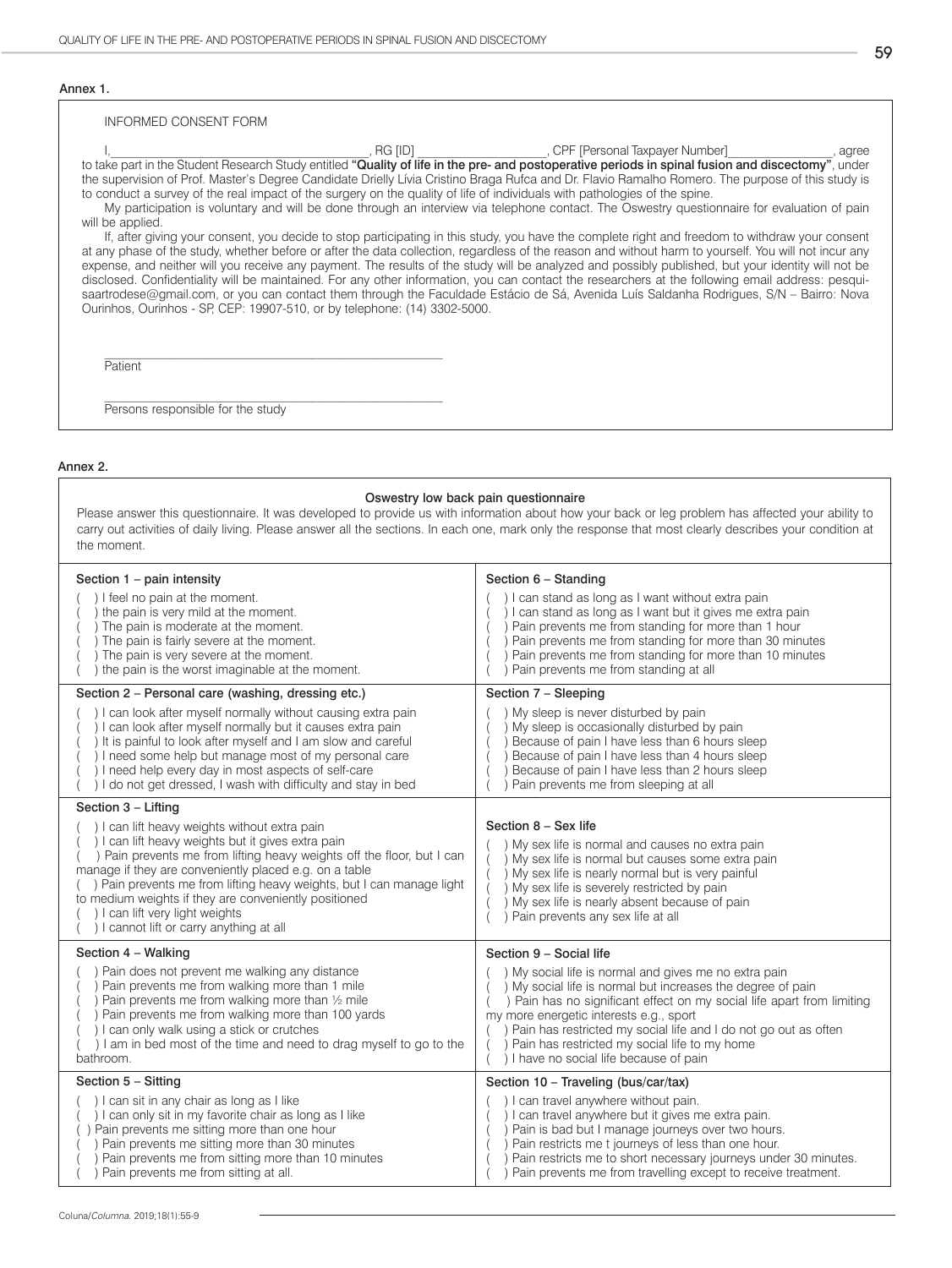## Annex 1.

INFORMED CONSENT FORM

I,_________________________________, RG [ID] ________________, CPF [Personal Taxpayer Number]______________, agree to take part in the Student Research Study entitled **"Quality of life in the pre- and postoperative periods in spinal fusion and discectomy"**, under the supervision of Prof. Master's Degree Candidate Drielly Lívia Cristino Braga Rufca and Dr. Flavio Ramalho Romero. The purpose of this study is to conduct a survey of the real impact of the surgery on the quality of life of individuals with pathologies of the spine.

My participation is voluntary and will be done through an interview via telephone contact. The Oswestry questionnaire for evaluation of pain will be applied.

If, after giving your consent, you decide to stop participating in this study, you have the complete right and freedom to withdraw your consent at any phase of the study, whether before or after the data collection, regardless of the reason and without harm to yourself. You will not incur any expense, and neither will you receive any payment. The results of the study will be analyzed and possibly published, but your identity will not be disclosed. Confidentiality will be maintained. For any other information, you can contact the researchers at the following email address: pesquisaartrodese@gmail.com, or you can contact them through the Faculdade Estácio de Sá, Avenida Luís Saldanha Rodrigues, S/N – Bairro: Nova Ourinhos, Ourinhos - SP, CEP: 19907-510, or by telephone: (14) 3302-5000.

_________________________________
Patient

_________________________________
Persons responsible for the study

## Annex 2.

**Oswestry low back pain questionnaire**

Please answer this questionnaire. It was developed to provide us with information about how your back or leg problem has affected your ability to carry out activities of daily living. Please answer all the sections. In each one, mark only the response that most clearly describes your condition at the moment.

**Section 1 – pain intensity**
( ) I feel no pain at the moment.
( ) the pain is very mild at the moment.
( ) The pain is moderate at the moment.
( ) The pain is fairly severe at the moment.
( ) The pain is very severe at the moment.
( ) the pain is the worst imaginable at the moment.

**Section 2 – Personal care (washing, dressing etc.)**
( ) I can look after myself normally without causing extra pain
( ) I can look after myself normally but it causes extra pain
( ) It is painful to look after myself and I am slow and careful
( ) I need some help but manage most of my personal care
( ) I need help every day in most aspects of self-care
( ) I do not get dressed, I wash with difficulty and stay in bed

**Section 3 – Lifting**
( ) I can lift heavy weights without extra pain
( ) I can lift heavy weights but it gives extra pain
( ) Pain prevents me from lifting heavy weights off the floor, but I can manage if they are conveniently placed e.g. on a table
( ) Pain prevents me from lifting heavy weights, but I can manage light to medium weights if they are conveniently positioned
( ) I can lift very light weights
( ) I cannot lift or carry anything at all

**Section 4 – Walking**
( ) Pain does not prevent me walking any distance
( ) Pain prevents me from walking more than 1 mile
( ) Pain prevents me from walking more than ½ mile
( ) Pain prevents me from walking more than 100 yards
( ) I can only walk using a stick or crutches
( ) I am in bed most of the time and need to drag myself to go to the bathroom.

**Section 5 – Sitting**
( ) I can sit in any chair as long as I like
( ) I can only sit in my favorite chair as long as I like
( ) Pain prevents me sitting more than one hour
( ) Pain prevents me sitting more than 30 minutes
( ) Pain prevents me from sitting more than 10 minutes
( ) Pain prevents me from sitting at all.

**Section 6 – Standing**
( ) I can stand as long as I want without extra pain
( ) I can stand as long as I want but it gives me extra pain
( ) Pain prevents me from standing for more than 1 hour
( ) Pain prevents me from standing for more than 30 minutes
( ) Pain prevents me from standing for more than 10 minutes
( ) Pain prevents me from standing at all

**Section 7 – Sleeping**
( ) My sleep is never disturbed by pain
( ) My sleep is occasionally disturbed by pain
( ) Because of pain I have less than 6 hours sleep
( ) Because of pain I have less than 4 hours sleep
( ) Because of pain I have less than 2 hours sleep
( ) Pain prevents me from sleeping at all

**Section 8 – Sex life**
( ) My sex life is normal and causes no extra pain
( ) My sex life is normal but causes some extra pain
( ) My sex life is nearly normal but is very painful
( ) My sex life is severely restricted by pain
( ) My sex life is nearly absent because of pain
( ) Pain prevents any sex life at all

**Section 9 – Social life**
( ) My social life is normal and gives me no extra pain
( ) My social life is normal but increases the degree of pain
( ) Pain has no significant effect on my social life apart from limiting my more energetic interests e.g., sport
( ) Pain has restricted my social life and I do not go out as often
( ) Pain has restricted my social life to my home
( ) I have no social life because of pain

**Section 10 – Traveling (bus/car/tax)**
( ) I can travel anywhere without pain.
( ) I can travel anywhere but it gives me extra pain.
( ) Pain is bad but I manage journeys over two hours.
( ) Pain restricts me t journeys of less than one hour.
( ) Pain restricts me to short necessary journeys under 30 minutes.
( ) Pain prevents me from travelling except to receive treatment.